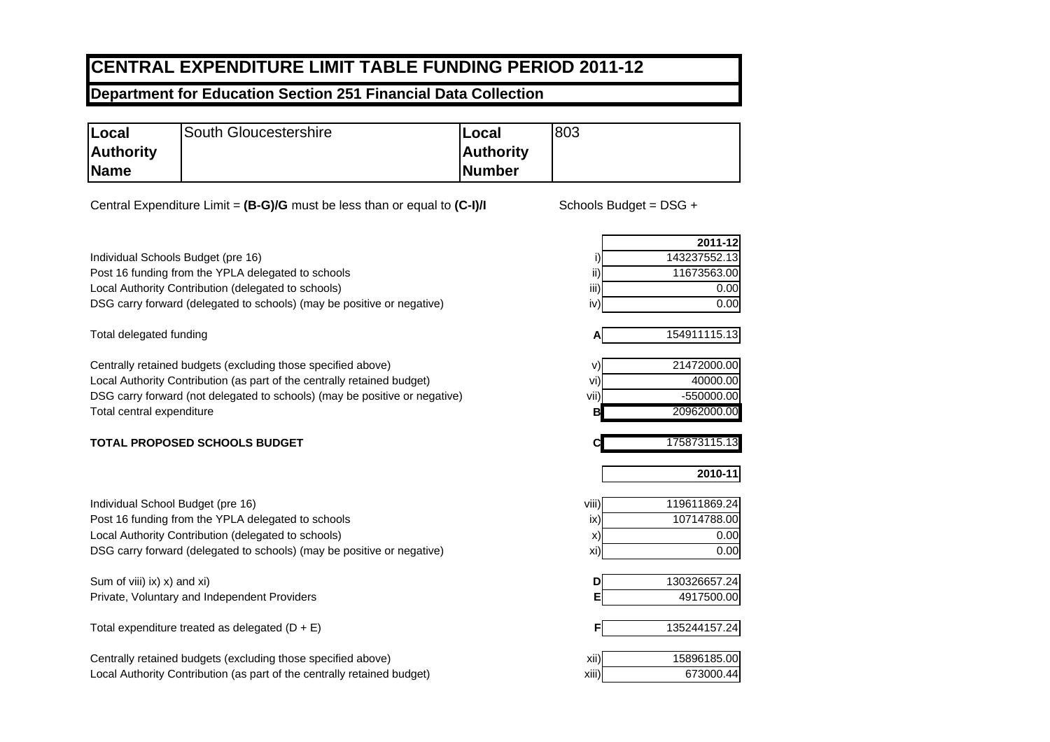# CENTRAL EXPENDITURE LIMIT TABLE FUNDING PERIOD 2011-12

## Department for Education Section 251 Financial Data Collection

| Local Authority Name | South Gloucestershire | Local Authority Number | 803 |
|---|---|---|---|

Central Expenditure Limit = **(B-G)/G** must be less than or equal to **(C-I)/I**

Schools Budget = DSG +

| | | 2011-12 |
|---|---|---|
| Individual Schools Budget (pre 16) | i) | 143237552.13 |
| Post 16 funding from the YPLA delegated to schools | ii) | 11673563.00 |
| Local Authority Contribution (delegated to schools) | iii) | 0.00 |
| DSG carry forward (delegated to schools) (may be positive or negative) | iv) | 0.00 |
| Total delegated funding | A | 154911115.13 |
| Centrally retained budgets (excluding those specified above) | v) | 21472000.00 |
| Local Authority Contribution (as part of the centrally retained budget) | vi) | 40000.00 |
| DSG carry forward (not delegated to schools) (may be positive or negative) | vii) | -550000.00 |
| Total central expenditure | B | 20962000.00 |
| **TOTAL PROPOSED SCHOOLS BUDGET** | C | 175873115.13 |

| | | 2010-11 |
|---|---|---|
| Individual School Budget (pre 16) | viii) | 119611869.24 |
| Post 16 funding from the YPLA delegated to schools | ix) | 10714788.00 |
| Local Authority Contribution (delegated to schools) | x) | 0.00 |
| DSG carry forward (delegated to schools) (may be positive or negative) | xi) | 0.00 |
| Sum of viii) ix) x) and xi) | D | 130326657.24 |
| Private, Voluntary and Independent Providers | E | 4917500.00 |
| Total expenditure treated as delegated (D + E) | F | 135244157.24 |
| Centrally retained budgets (excluding those specified above) | xii) | 15896185.00 |
| Local Authority Contribution (as part of the centrally retained budget) | xiii) | 673000.44 |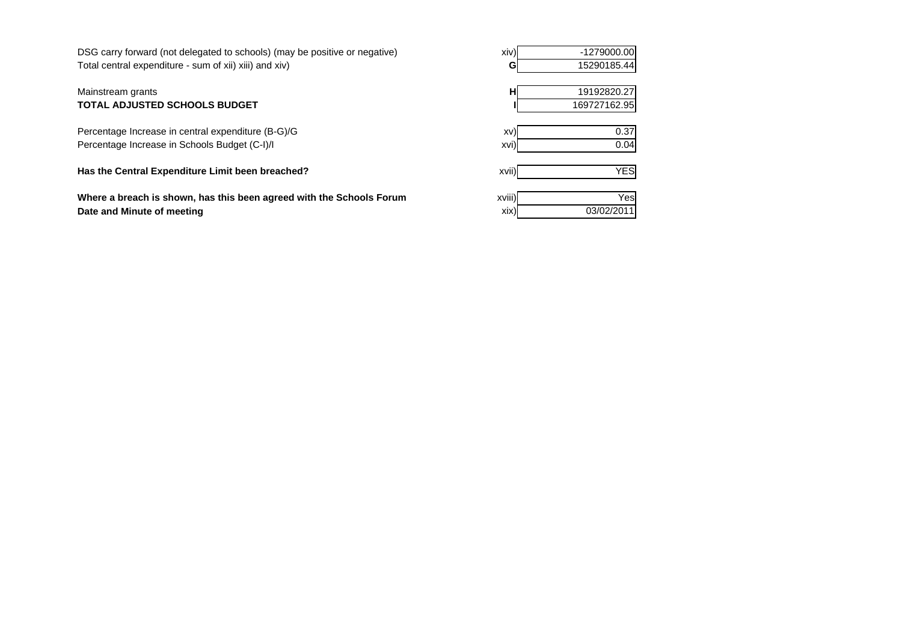| | | |
|---|---|---|
| DSG carry forward (not delegated to schools) (may be positive or negative) | xiv) | -1279000.00 |
| Total central expenditure - sum of xii) xiii) and xiv) | **G** | 15290185.44 |
| | | |
| Mainstream grants | **H** | 19192820.27 |
| **TOTAL ADJUSTED SCHOOLS BUDGET** | **I** | 169727162.95 |
| | | |
| Percentage Increase in central expenditure (B-G)/G | xv) | 0.37 |
| Percentage Increase in Schools Budget (C-I)/I | xvi) | 0.04 |
| | | |
| **Has the Central Expenditure Limit been breached?** | xvii) | YES |
| | | |
| **Where a breach is shown, has this been agreed with the Schools Forum** | xviii) | Yes |
| **Date and Minute of meeting** | xix) | 03/02/2011 |